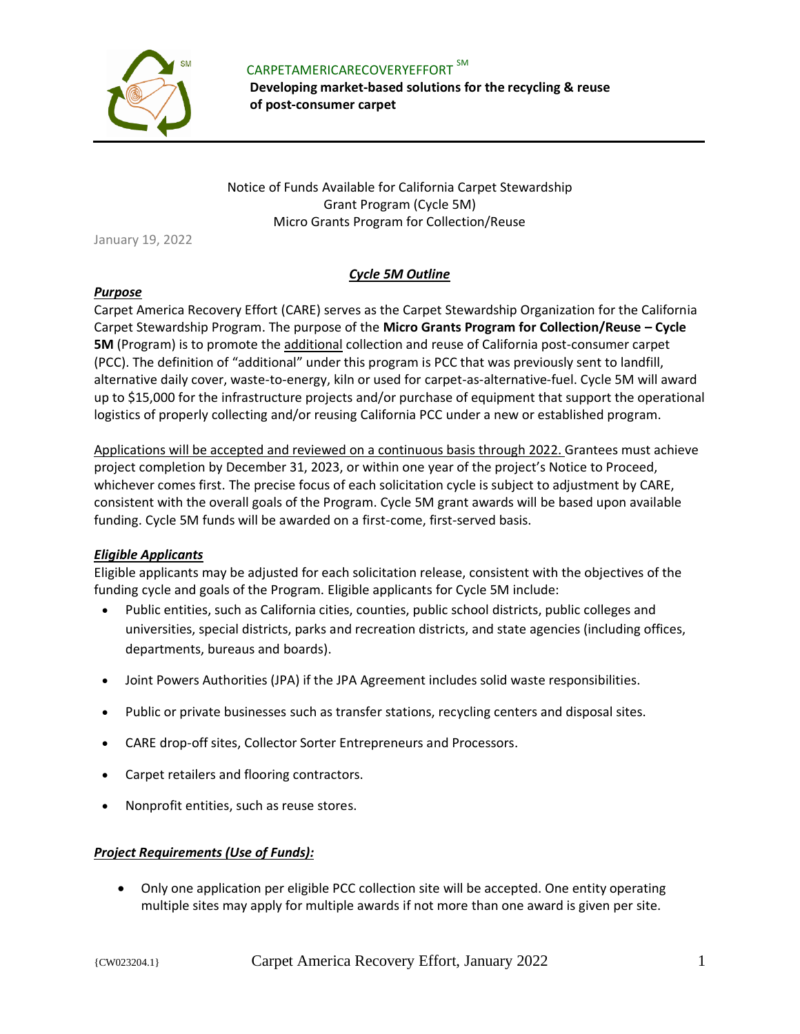CARPETAMERICARECOVERYEFFORT SM

**Developing market-based solutions for the recycling & reuse of post-consumer carpet**

Notice of Funds Available for California Carpet Stewardship Grant Program (Cycle 5M)
Micro Grants Program for Collection/Reuse

January 19, 2022

## ***Cycle 5M Outline***

### ***Purpose***

Carpet America Recovery Effort (CARE) serves as the Carpet Stewardship Organization for the California Carpet Stewardship Program. The purpose of the **Micro Grants Program for Collection/Reuse – Cycle 5M** (Program) is to promote the additional collection and reuse of California post-consumer carpet (PCC). The definition of "additional" under this program is PCC that was previously sent to landfill, alternative daily cover, waste-to-energy, kiln or used for carpet-as-alternative-fuel. Cycle 5M will award up to $15,000 for the infrastructure projects and/or purchase of equipment that support the operational logistics of properly collecting and/or reusing California PCC under a new or established program.

Applications will be accepted and reviewed on a continuous basis through 2022. Grantees must achieve project completion by December 31, 2023, or within one year of the project's Notice to Proceed, whichever comes first. The precise focus of each solicitation cycle is subject to adjustment by CARE, consistent with the overall goals of the Program. Cycle 5M grant awards will be based upon available funding. Cycle 5M funds will be awarded on a first-come, first-served basis.

### ***Eligible Applicants***

Eligible applicants may be adjusted for each solicitation release, consistent with the objectives of the funding cycle and goals of the Program. Eligible applicants for Cycle 5M include:

- Public entities, such as California cities, counties, public school districts, public colleges and universities, special districts, parks and recreation districts, and state agencies (including offices, departments, bureaus and boards).
- Joint Powers Authorities (JPA) if the JPA Agreement includes solid waste responsibilities.
- Public or private businesses such as transfer stations, recycling centers and disposal sites.
- CARE drop-off sites, Collector Sorter Entrepreneurs and Processors.
- Carpet retailers and flooring contractors.
- Nonprofit entities, such as reuse stores.

### ***Project Requirements (Use of Funds):***

- Only one application per eligible PCC collection site will be accepted. One entity operating multiple sites may apply for multiple awards if not more than one award is given per site.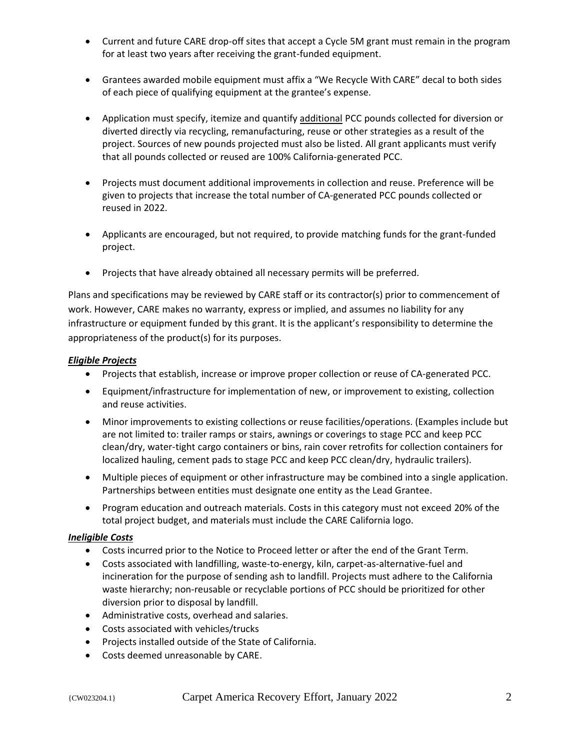- Current and future CARE drop-off sites that accept a Cycle 5M grant must remain in the program for at least two years after receiving the grant-funded equipment.

- Grantees awarded mobile equipment must affix a "We Recycle With CARE" decal to both sides of each piece of qualifying equipment at the grantee's expense.

- Application must specify, itemize and quantify additional PCC pounds collected for diversion or diverted directly via recycling, remanufacturing, reuse or other strategies as a result of the project. Sources of new pounds projected must also be listed. All grant applicants must verify that all pounds collected or reused are 100% California-generated PCC.

- Projects must document additional improvements in collection and reuse. Preference will be given to projects that increase the total number of CA-generated PCC pounds collected or reused in 2022.

- Applicants are encouraged, but not required, to provide matching funds for the grant-funded project.

- Projects that have already obtained all necessary permits will be preferred.

Plans and specifications may be reviewed by CARE staff or its contractor(s) prior to commencement of work. However, CARE makes no warranty, express or implied, and assumes no liability for any infrastructure or equipment funded by this grant. It is the applicant's responsibility to determine the appropriateness of the product(s) for its purposes.

***Eligible Projects***

- Projects that establish, increase or improve proper collection or reuse of CA-generated PCC.
- Equipment/infrastructure for implementation of new, or improvement to existing, collection and reuse activities.
- Minor improvements to existing collections or reuse facilities/operations. (Examples include but are not limited to: trailer ramps or stairs, awnings or coverings to stage PCC and keep PCC clean/dry, water-tight cargo containers or bins, rain cover retrofits for collection containers for localized hauling, cement pads to stage PCC and keep PCC clean/dry, hydraulic trailers).
- Multiple pieces of equipment or other infrastructure may be combined into a single application. Partnerships between entities must designate one entity as the Lead Grantee.
- Program education and outreach materials. Costs in this category must not exceed 20% of the total project budget, and materials must include the CARE California logo.

***Ineligible Costs***

- Costs incurred prior to the Notice to Proceed letter or after the end of the Grant Term.
- Costs associated with landfilling, waste-to-energy, kiln, carpet-as-alternative-fuel and incineration for the purpose of sending ash to landfill. Projects must adhere to the California waste hierarchy; non-reusable or recyclable portions of PCC should be prioritized for other diversion prior to disposal by landfill.
- Administrative costs, overhead and salaries.
- Costs associated with vehicles/trucks
- Projects installed outside of the State of California.
- Costs deemed unreasonable by CARE.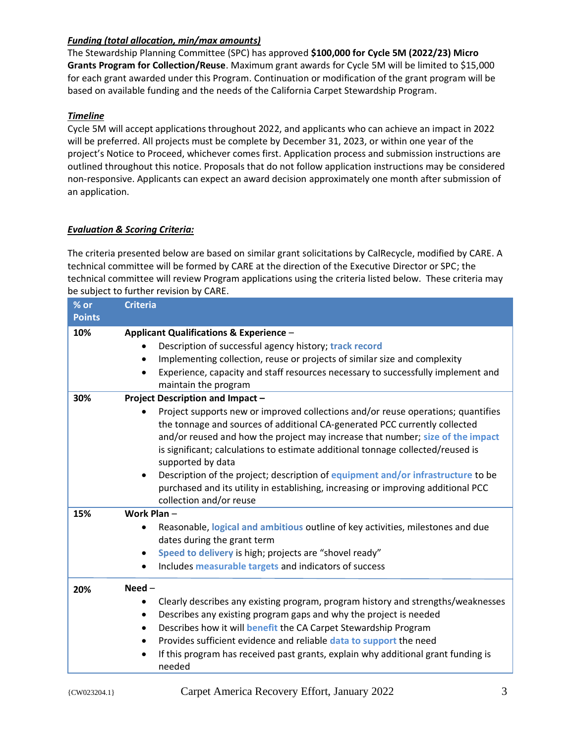***Funding (total allocation, min/max amounts)***

The Stewardship Planning Committee (SPC) has approved **$100,000 for Cycle 5M (2022/23) Micro Grants Program for Collection/Reuse**. Maximum grant awards for Cycle 5M will be limited to $15,000 for each grant awarded under this Program. Continuation or modification of the grant program will be based on available funding and the needs of the California Carpet Stewardship Program.

***Timeline***

Cycle 5M will accept applications throughout 2022, and applicants who can achieve an impact in 2022 will be preferred. All projects must be complete by December 31, 2023, or within one year of the project's Notice to Proceed, whichever comes first. Application process and submission instructions are outlined throughout this notice. Proposals that do not follow application instructions may be considered non-responsive. Applicants can expect an award decision approximately one month after submission of an application.

***Evaluation & Scoring Criteria:***

The criteria presented below are based on similar grant solicitations by CalRecycle, modified by CARE. A technical committee will be formed by CARE at the direction of the Executive Director or SPC; the technical committee will review Program applications using the criteria listed below. These criteria may be subject to further revision by CARE.

| % or Points | Criteria |
|---|---|
| **10%** | **Applicant Qualifications & Experience** – <br>• Description of successful agency history; **track record**<br>• Implementing collection, reuse or projects of similar size and complexity<br>• Experience, capacity and staff resources necessary to successfully implement and maintain the program |
| **30%** | **Project Description and Impact –**<br>• Project supports new or improved collections and/or reuse operations; quantifies the tonnage and sources of additional CA-generated PCC currently collected and/or reused and how the project may increase that number; **size of the impact** is significant; calculations to estimate additional tonnage collected/reused is supported by data<br>• Description of the project; description of **equipment and/or infrastructure** to be purchased and its utility in establishing, increasing or improving additional PCC collection and/or reuse |
| **15%** | **Work Plan** –<br>• Reasonable, **logical and ambitious** outline of key activities, milestones and due dates during the grant term<br>• **Speed to delivery** is high; projects are "shovel ready"<br>• Includes **measurable targets** and indicators of success |
| **20%** | **Need** –<br>• Clearly describes any existing program, program history and strengths/weaknesses<br>• Describes any existing program gaps and why the project is needed<br>• Describes how it will **benefit** the CA Carpet Stewardship Program<br>• Provides sufficient evidence and reliable **data to support** the need<br>• If this program has received past grants, explain why additional grant funding is needed |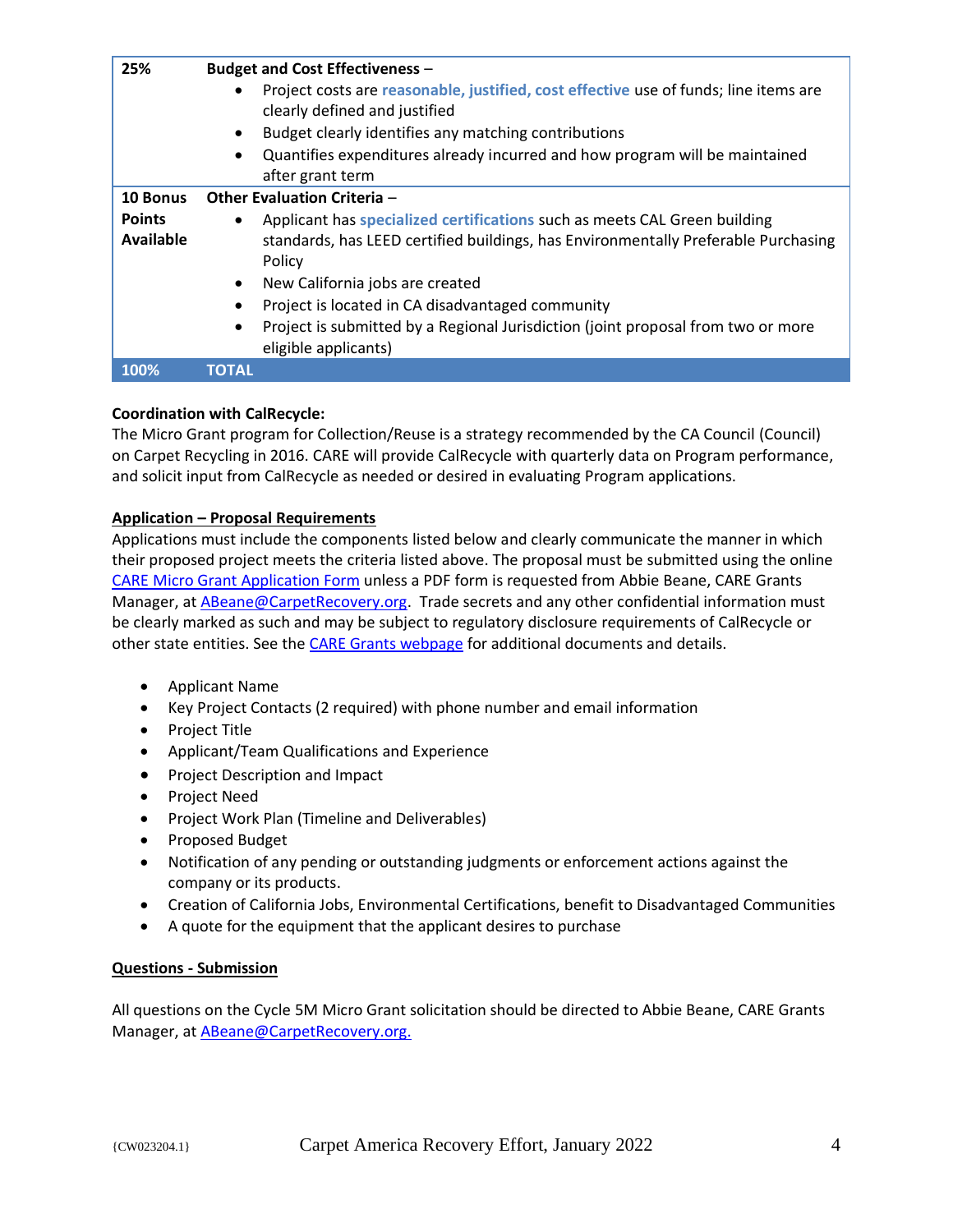| | |
|---|---|
| **25%** | **Budget and Cost Effectiveness** – <br>• Project costs are **reasonable, justified, cost effective** use of funds; line items are clearly defined and justified<br>• Budget clearly identifies any matching contributions<br>• Quantifies expenditures already incurred and how program will be maintained after grant term |
| **10 Bonus Points Available** | **Other Evaluation Criteria** – <br>• Applicant has **specialized certifications** such as meets CAL Green building standards, has LEED certified buildings, has Environmentally Preferable Purchasing Policy<br>• New California jobs are created<br>• Project is located in CA disadvantaged community<br>• Project is submitted by a Regional Jurisdiction (joint proposal from two or more eligible applicants) |
| **100%** | **TOTAL** |

**Coordination with CalRecycle:**
The Micro Grant program for Collection/Reuse is a strategy recommended by the CA Council (Council) on Carpet Recycling in 2016. CARE will provide CalRecycle with quarterly data on Program performance, and solicit input from CalRecycle as needed or desired in evaluating Program applications.

**Application – Proposal Requirements**

Applications must include the components listed below and clearly communicate the manner in which their proposed project meets the criteria listed above. The proposal must be submitted using the online CARE Micro Grant Application Form unless a PDF form is requested from Abbie Beane, CARE Grants Manager, at ABeane@CarpetRecovery.org. Trade secrets and any other confidential information must be clearly marked as such and may be subject to regulatory disclosure requirements of CalRecycle or other state entities. See the CARE Grants webpage for additional documents and details.

- Applicant Name
- Key Project Contacts (2 required) with phone number and email information
- Project Title
- Applicant/Team Qualifications and Experience
- Project Description and Impact
- Project Need
- Project Work Plan (Timeline and Deliverables)
- Proposed Budget
- Notification of any pending or outstanding judgments or enforcement actions against the company or its products.
- Creation of California Jobs, Environmental Certifications, benefit to Disadvantaged Communities
- A quote for the equipment that the applicant desires to purchase

**Questions - Submission**

All questions on the Cycle 5M Micro Grant solicitation should be directed to Abbie Beane, CARE Grants Manager, at ABeane@CarpetRecovery.org.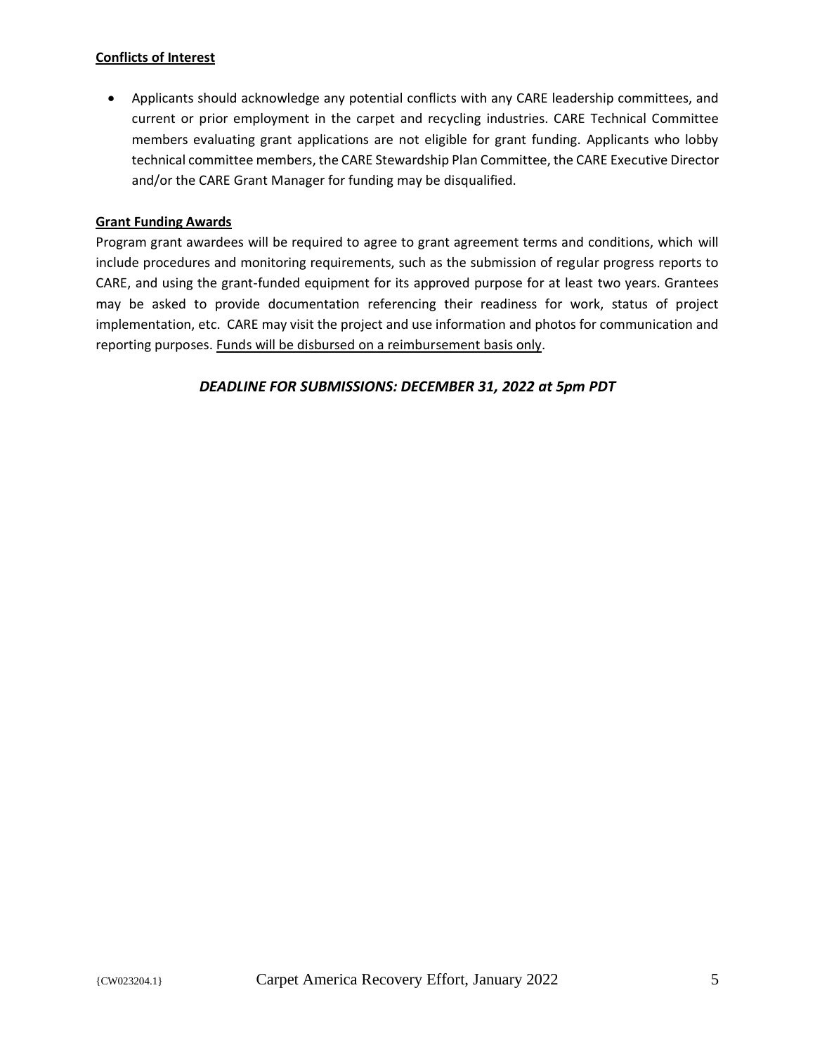**Conflicts of Interest**

- Applicants should acknowledge any potential conflicts with any CARE leadership committees, and current or prior employment in the carpet and recycling industries. CARE Technical Committee members evaluating grant applications are not eligible for grant funding. Applicants who lobby technical committee members, the CARE Stewardship Plan Committee, the CARE Executive Director and/or the CARE Grant Manager for funding may be disqualified.

**Grant Funding Awards**

Program grant awardees will be required to agree to grant agreement terms and conditions, which will include procedures and monitoring requirements, such as the submission of regular progress reports to CARE, and using the grant-funded equipment for its approved purpose for at least two years. Grantees may be asked to provide documentation referencing their readiness for work, status of project implementation, etc. CARE may visit the project and use information and photos for communication and reporting purposes. Funds will be disbursed on a reimbursement basis only.

***DEADLINE FOR SUBMISSIONS: DECEMBER 31, 2022 at 5pm PDT***